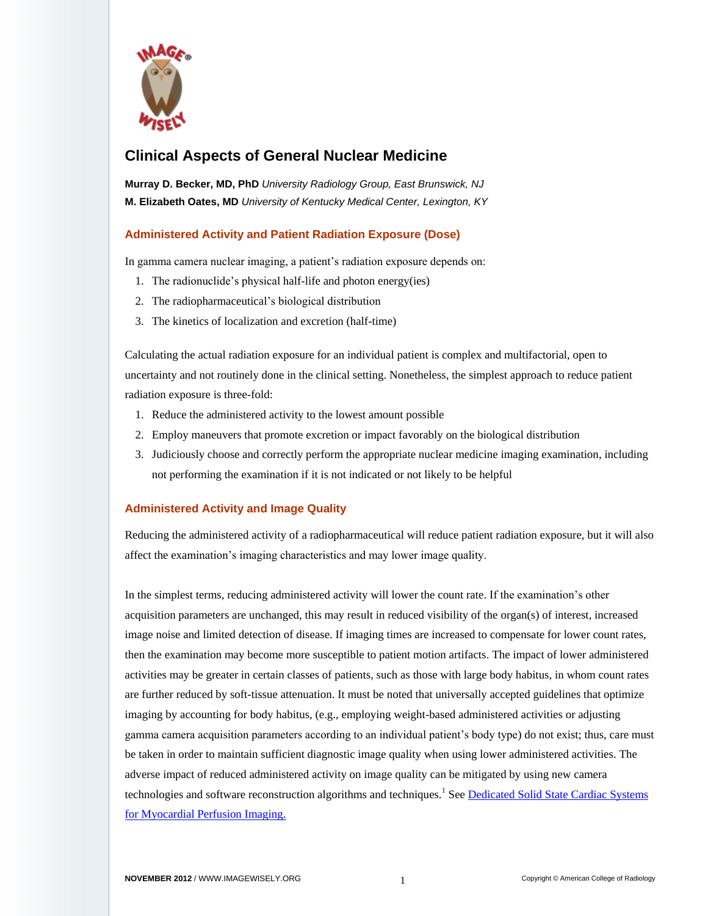# Clinical Aspects of General Nuclear Medicine

**Murray D. Becker, MD, PhD** *University Radiology Group, East Brunswick, NJ*
**M. Elizabeth Oates, MD** *University of Kentucky Medical Center, Lexington, KY*

## Administered Activity and Patient Radiation Exposure (Dose)

In gamma camera nuclear imaging, a patient's radiation exposure depends on:

1. The radionuclide's physical half-life and photon energy(ies)
2. The radiopharmaceutical's biological distribution
3. The kinetics of localization and excretion (half-time)

Calculating the actual radiation exposure for an individual patient is complex and multifactorial, open to uncertainty and not routinely done in the clinical setting. Nonetheless, the simplest approach to reduce patient radiation exposure is three-fold:

1. Reduce the administered activity to the lowest amount possible
2. Employ maneuvers that promote excretion or impact favorably on the biological distribution
3. Judiciously choose and correctly perform the appropriate nuclear medicine imaging examination, including not performing the examination if it is not indicated or not likely to be helpful

## Administered Activity and Image Quality

Reducing the administered activity of a radiopharmaceutical will reduce patient radiation exposure, but it will also affect the examination's imaging characteristics and may lower image quality.

In the simplest terms, reducing administered activity will lower the count rate. If the examination's other acquisition parameters are unchanged, this may result in reduced visibility of the organ(s) of interest, increased image noise and limited detection of disease. If imaging times are increased to compensate for lower count rates, then the examination may become more susceptible to patient motion artifacts. The impact of lower administered activities may be greater in certain classes of patients, such as those with large body habitus, in whom count rates are further reduced by soft-tissue attenuation. It must be noted that universally accepted guidelines that optimize imaging by accounting for body habitus, (e.g., employing weight-based administered activities or adjusting gamma camera acquisition parameters according to an individual patient's body type) do not exist; thus, care must be taken in order to maintain sufficient diagnostic image quality when using lower administered activities. The adverse impact of reduced administered activity on image quality can be mitigated by using new camera technologies and software reconstruction algorithms and techniques.[1] See [Dedicated Solid State Cardiac Systems for Myocardial Perfusion Imaging.]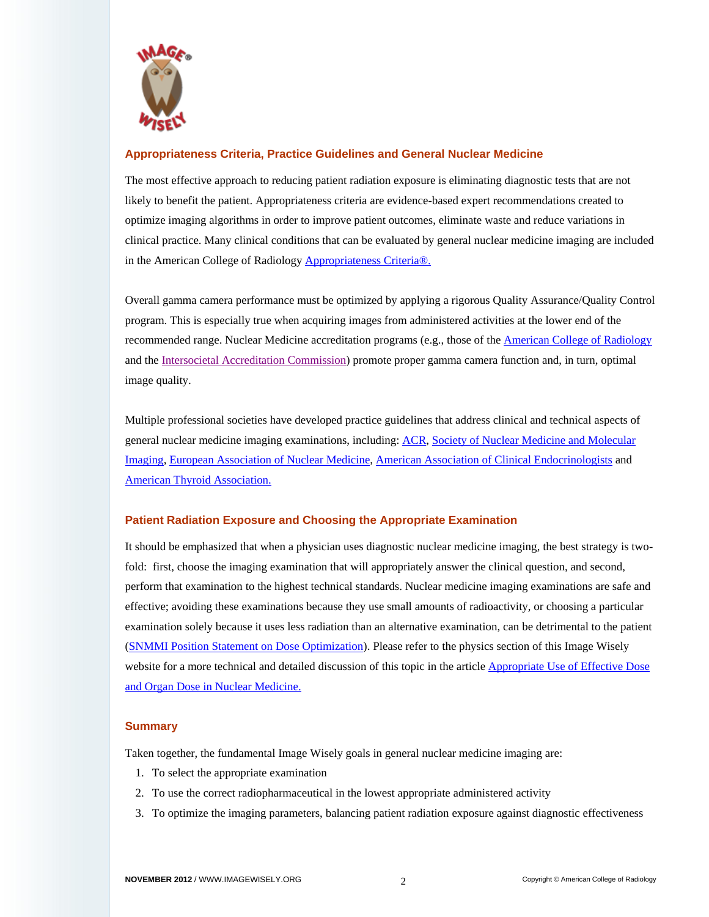## Appropriateness Criteria, Practice Guidelines and General Nuclear Medicine

The most effective approach to reducing patient radiation exposure is eliminating diagnostic tests that are not likely to benefit the patient. Appropriateness criteria are evidence-based expert recommendations created to optimize imaging algorithms in order to improve patient outcomes, eliminate waste and reduce variations in clinical practice. Many clinical conditions that can be evaluated by general nuclear medicine imaging are included in the American College of Radiology Appropriateness Criteria®.

Overall gamma camera performance must be optimized by applying a rigorous Quality Assurance/Quality Control program. This is especially true when acquiring images from administered activities at the lower end of the recommended range. Nuclear Medicine accreditation programs (e.g., those of the American College of Radiology and the Intersocietal Accreditation Commission) promote proper gamma camera function and, in turn, optimal image quality.

Multiple professional societies have developed practice guidelines that address clinical and technical aspects of general nuclear medicine imaging examinations, including: ACR, Society of Nuclear Medicine and Molecular Imaging, European Association of Nuclear Medicine, American Association of Clinical Endocrinologists and American Thyroid Association.

## Patient Radiation Exposure and Choosing the Appropriate Examination

It should be emphasized that when a physician uses diagnostic nuclear medicine imaging, the best strategy is two-fold: first, choose the imaging examination that will appropriately answer the clinical question, and second, perform that examination to the highest technical standards. Nuclear medicine imaging examinations are safe and effective; avoiding these examinations because they use small amounts of radioactivity, or choosing a particular examination solely because it uses less radiation than an alternative examination, can be detrimental to the patient (SNMMI Position Statement on Dose Optimization). Please refer to the physics section of this Image Wisely website for a more technical and detailed discussion of this topic in the article Appropriate Use of Effective Dose and Organ Dose in Nuclear Medicine.

## Summary

Taken together, the fundamental Image Wisely goals in general nuclear medicine imaging are:

1. To select the appropriate examination
2. To use the correct radiopharmaceutical in the lowest appropriate administered activity
3. To optimize the imaging parameters, balancing patient radiation exposure against diagnostic effectiveness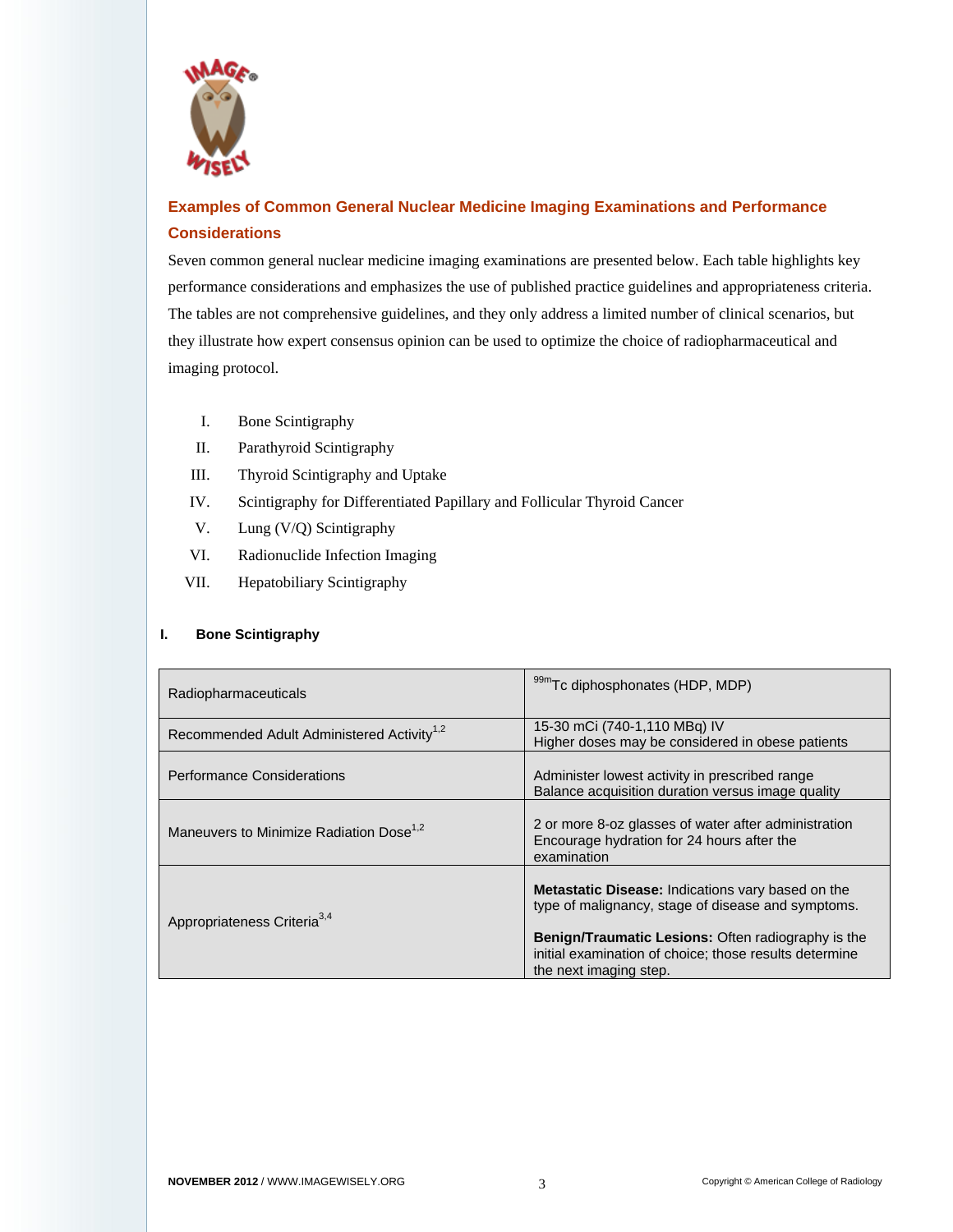## Examples of Common General Nuclear Medicine Imaging Examinations and Performance Considerations

Seven common general nuclear medicine imaging examinations are presented below. Each table highlights key performance considerations and emphasizes the use of published practice guidelines and appropriateness criteria. The tables are not comprehensive guidelines, and they only address a limited number of clinical scenarios, but they illustrate how expert consensus opinion can be used to optimize the choice of radiopharmaceutical and imaging protocol.

I. Bone Scintigraphy
II. Parathyroid Scintigraphy
III. Thyroid Scintigraphy and Uptake
IV. Scintigraphy for Differentiated Papillary and Follicular Thyroid Cancer
V. Lung (V/Q) Scintigraphy
VI. Radionuclide Infection Imaging
VII. Hepatobiliary Scintigraphy

### I. Bone Scintigraphy

| | |
|---|---|
| Radiopharmaceuticals | $^{99m}$Tc diphosphonates (HDP, MDP) |
| Recommended Adult Administered Activity[1,2] | 15-30 mCi (740-1,110 MBq) IV<br>Higher doses may be considered in obese patients |
| Performance Considerations | Administer lowest activity in prescribed range<br>Balance acquisition duration versus image quality |
| Maneuvers to Minimize Radiation Dose[1,2] | 2 or more 8-oz glasses of water after administration<br>Encourage hydration for 24 hours after the examination |
| Appropriateness Criteria[3,4] | **Metastatic Disease:** Indications vary based on the type of malignancy, stage of disease and symptoms.<br>**Benign/Traumatic Lesions:** Often radiography is the initial examination of choice; those results determine the next imaging step. |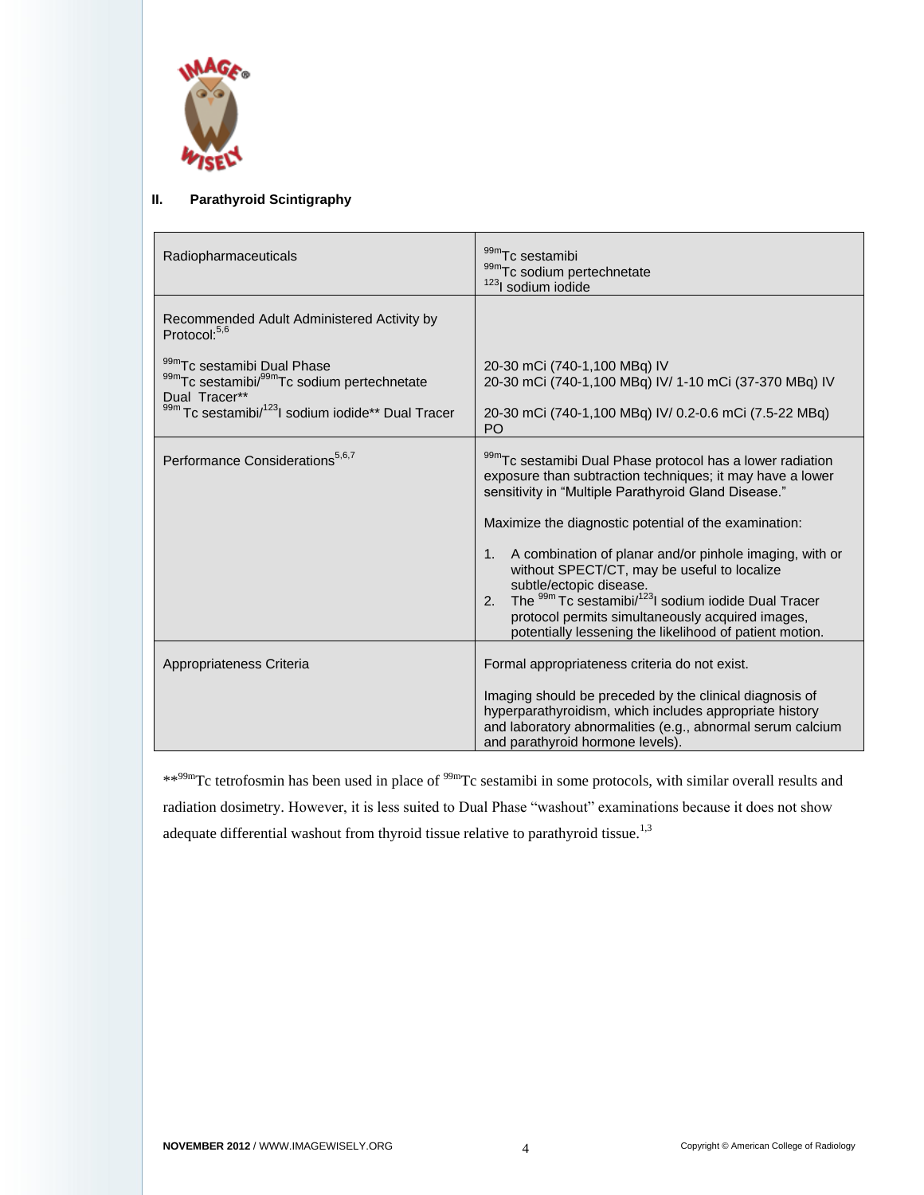## II. Parathyroid Scintigraphy

| Radiopharmaceuticals | $^{99m}$Tc sestamibi<br>$^{99m}$Tc sodium pertechnetate<br>$^{123}$I sodium iodide |
|---|---|
| Recommended Adult Administered Activity by Protocol:[5,6] | |
| $^{99m}$Tc sestamibi Dual Phase<br>$^{99m}$Tc sestamibi/$^{99m}$Tc sodium pertechnetate Dual Tracer**<br>$^{99m}$Tc sestamibi/$^{123}$I sodium iodide** Dual Tracer | 20-30 mCi (740-1,100 MBq) IV<br>20-30 mCi (740-1,100 MBq) IV/ 1-10 mCi (37-370 MBq) IV<br>20-30 mCi (740-1,100 MBq) IV/ 0.2-0.6 mCi (7.5-22 MBq) PO |
| Performance Considerations[5,6,7] | $^{99m}$Tc sestamibi Dual Phase protocol has a lower radiation exposure than subtraction techniques; it may have a lower sensitivity in "Multiple Parathyroid Gland Disease."<br><br>Maximize the diagnostic potential of the examination:<br><br>1. A combination of planar and/or pinhole imaging, with or without SPECT/CT, may be useful to localize subtle/ectopic disease.<br>2. The $^{99m}$Tc sestamibi/$^{123}$I sodium iodide Dual Tracer protocol permits simultaneously acquired images, potentially lessening the likelihood of patient motion. |
| Appropriateness Criteria | Formal appropriateness criteria do not exist.<br><br>Imaging should be preceded by the clinical diagnosis of hyperparathyroidism, which includes appropriate history and laboratory abnormalities (e.g., abnormal serum calcium and parathyroid hormone levels). |

**$^{99m}$Tc tetrofosmin has been used in place of $^{99m}$Tc sestamibi in some protocols, with similar overall results and radiation dosimetry. However, it is less suited to Dual Phase "washout" examinations because it does not show adequate differential washout from thyroid tissue relative to parathyroid tissue.[1,3]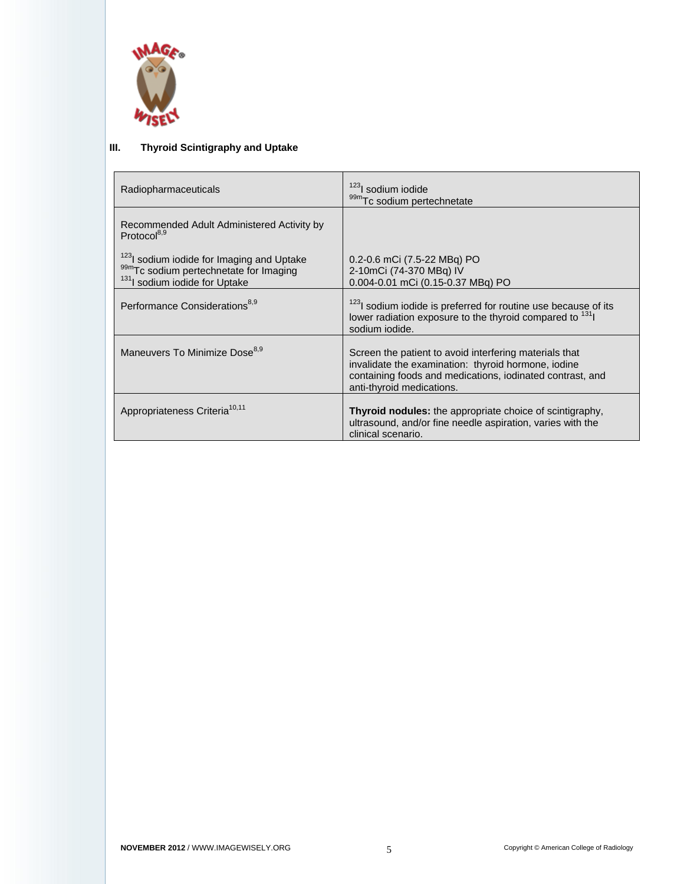### III. Thyroid Scintigraphy and Uptake

| Radiopharmaceuticals | $^{123}$I sodium iodide<br>$^{99m}$Tc sodium pertechnetate |
|---|---|
| Recommended Adult Administered Activity by Protocol[8,9]<br><br>$^{123}$I sodium iodide for Imaging and Uptake<br>$^{99m}$Tc sodium pertechnetate for Imaging<br>$^{131}$I sodium iodide for Uptake | <br><br><br>0.2-0.6 mCi (7.5-22 MBq) PO<br>2-10mCi (74-370 MBq) IV<br>0.004-0.01 mCi (0.15-0.37 MBq) PO |
| Performance Considerations[8,9] | $^{123}$I sodium iodide is preferred for routine use because of its lower radiation exposure to the thyroid compared to $^{131}$I sodium iodide. |
| Maneuvers To Minimize Dose[8,9] | Screen the patient to avoid interfering materials that invalidate the examination: thyroid hormone, iodine containing foods and medications, iodinated contrast, and anti-thyroid medications. |
| Appropriateness Criteria[10,11] | **Thyroid nodules:** the appropriate choice of scintigraphy, ultrasound, and/or fine needle aspiration, varies with the clinical scenario. |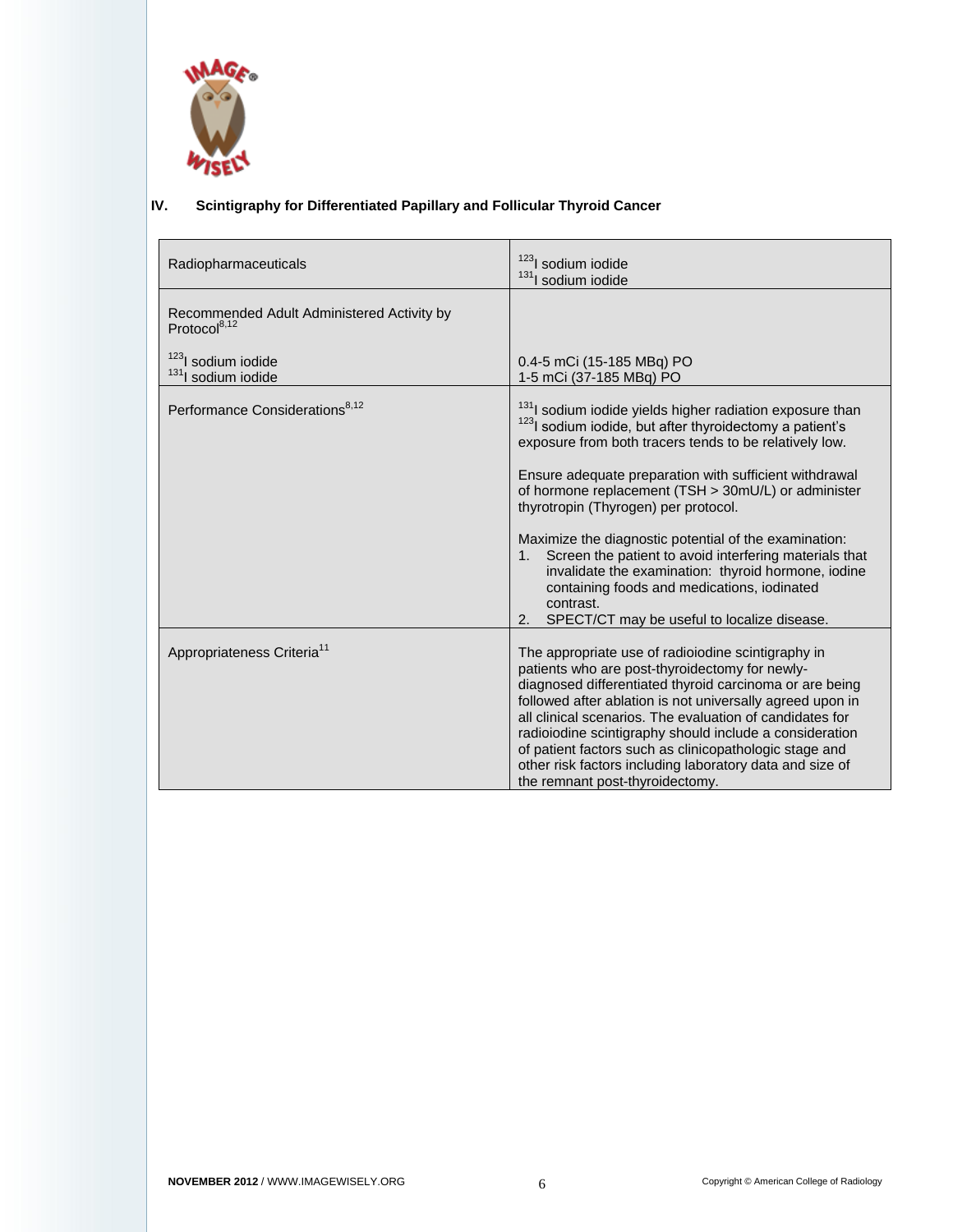## IV. Scintigraphy for Differentiated Papillary and Follicular Thyroid Cancer

| Radiopharmaceuticals | $^{123}$I sodium iodide<br>$^{131}$I sodium iodide |
|---|---|
| Recommended Adult Administered Activity by Protocol[8,12]<br><br>$^{123}$I sodium iodide<br>$^{131}$I sodium iodide | <br><br>0.4-5 mCi (15-185 MBq) PO<br>1-5 mCi (37-185 MBq) PO |
| Performance Considerations[8,12] | $^{131}$I sodium iodide yields higher radiation exposure than $^{123}$I sodium iodide, but after thyroidectomy a patient's exposure from both tracers tends to be relatively low.<br><br>Ensure adequate preparation with sufficient withdrawal of hormone replacement (TSH > 30mU/L) or administer thyrotropin (Thyrogen) per protocol.<br><br>Maximize the diagnostic potential of the examination:<br>1. Screen the patient to avoid interfering materials that invalidate the examination: thyroid hormone, iodine containing foods and medications, iodinated contrast.<br>2. SPECT/CT may be useful to localize disease. |
| Appropriateness Criteria[11] | The appropriate use of radioiodine scintigraphy in patients who are post-thyroidectomy for newly-diagnosed differentiated thyroid carcinoma or are being followed after ablation is not universally agreed upon in all clinical scenarios. The evaluation of candidates for radioiodine scintigraphy should include a consideration of patient factors such as clinicopathologic stage and other risk factors including laboratory data and size of the remnant post-thyroidectomy. |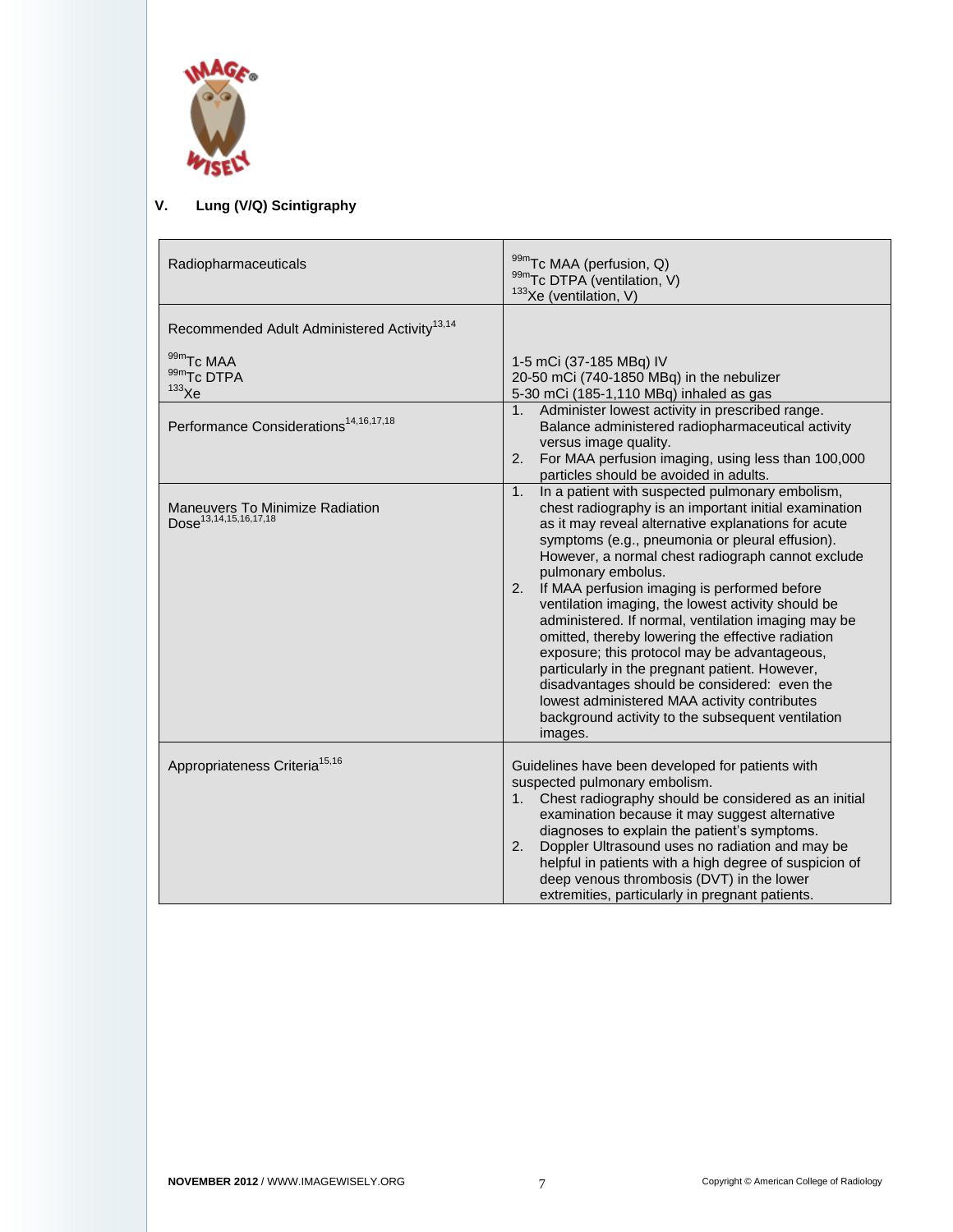## V. Lung (V/Q) Scintigraphy

| | |
|---|---|
| Radiopharmaceuticals | $^{99m}$Tc MAA (perfusion, Q)<br>$^{99m}$Tc DTPA (ventilation, V)<br>$^{133}$Xe (ventilation, V) |
| Recommended Adult Administered Activity[13,14]<br><br>$^{99m}$Tc MAA<br>$^{99m}$Tc DTPA<br>$^{133}$Xe | <br><br>1-5 mCi (37-185 MBq) IV<br>20-50 mCi (740-1850 MBq) in the nebulizer<br>5-30 mCi (185-1,110 MBq) inhaled as gas |
| Performance Considerations[14,16,17,18] | 1. Administer lowest activity in prescribed range. Balance administered radiopharmaceutical activity versus image quality.<br>2. For MAA perfusion imaging, using less than 100,000 particles should be avoided in adults. |
| Maneuvers To Minimize Radiation Dose[13,14,15,16,17,18] | 1. In a patient with suspected pulmonary embolism, chest radiography is an important initial examination as it may reveal alternative explanations for acute symptoms (e.g., pneumonia or pleural effusion). However, a normal chest radiograph cannot exclude pulmonary embolus.<br>2. If MAA perfusion imaging is performed before ventilation imaging, the lowest activity should be administered. If normal, ventilation imaging may be omitted, thereby lowering the effective radiation exposure; this protocol may be advantageous, particularly in the pregnant patient. However, disadvantages should be considered: even the lowest administered MAA activity contributes background activity to the subsequent ventilation images. |
| Appropriateness Criteria[15,16] | Guidelines have been developed for patients with suspected pulmonary embolism.<br>1. Chest radiography should be considered as an initial examination because it may suggest alternative diagnoses to explain the patient's symptoms.<br>2. Doppler Ultrasound uses no radiation and may be helpful in patients with a high degree of suspicion of deep venous thrombosis (DVT) in the lower extremities, particularly in pregnant patients. |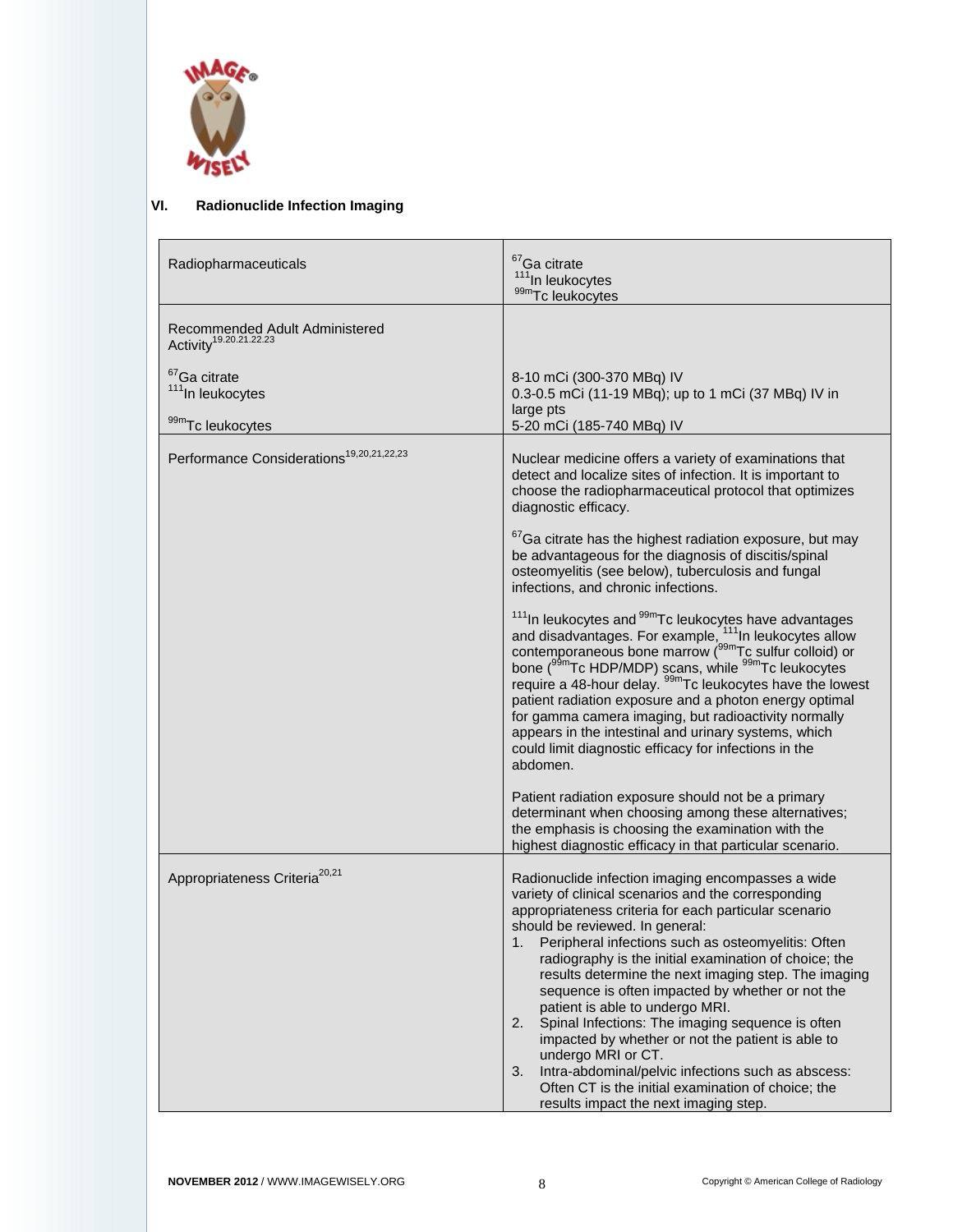## VI. Radionuclide Infection Imaging

| Radiopharmaceuticals | $^{67}$Ga citrate<br>$^{111}$In leukocytes<br>$^{99m}$Tc leukocytes |
|---|---|
| Recommended Adult Administered Activity[19,20,21,22,23]<br><br>$^{67}$Ga citrate<br>$^{111}$In leukocytes<br><br>$^{99m}$Tc leukocytes | <br><br><br>8-10 mCi (300-370 MBq) IV<br>0.3-0.5 mCi (11-19 MBq); up to 1 mCi (37 MBq) IV in large pts<br>5-20 mCi (185-740 MBq) IV |
| Performance Considerations[19,20,21,22,23] | Nuclear medicine offers a variety of examinations that detect and localize sites of infection. It is important to choose the radiopharmaceutical protocol that optimizes diagnostic efficacy.<br><br>$^{67}$Ga citrate has the highest radiation exposure, but may be advantageous for the diagnosis of discitis/spinal osteomyelitis (see below), tuberculosis and fungal infections, and chronic infections.<br><br>$^{111}$In leukocytes and $^{99m}$Tc leukocytes have advantages and disadvantages. For example, $^{111}$In leukocytes allow contemporaneous bone marrow ($^{99m}$Tc sulfur colloid) or bone ($^{99m}$Tc HDP/MDP) scans, while $^{99m}$Tc leukocytes require a 48-hour delay. $^{99m}$Tc leukocytes have the lowest patient radiation exposure and a photon energy optimal for gamma camera imaging, but radioactivity normally appears in the intestinal and urinary systems, which could limit diagnostic efficacy for infections in the abdomen.<br><br>Patient radiation exposure should not be a primary determinant when choosing among these alternatives; the emphasis is choosing the examination with the highest diagnostic efficacy in that particular scenario. |
| Appropriateness Criteria[20,21] | Radionuclide infection imaging encompasses a wide variety of clinical scenarios and the corresponding appropriateness criteria for each particular scenario should be reviewed. In general:<br>1. Peripheral infections such as osteomyelitis: Often radiography is the initial examination of choice; the results determine the next imaging step. The imaging sequence is often impacted by whether or not the patient is able to undergo MRI.<br>2. Spinal Infections: The imaging sequence is often impacted by whether or not the patient is able to undergo MRI or CT.<br>3. Intra-abdominal/pelvic infections such as abscess: Often CT is the initial examination of choice; the results impact the next imaging step. |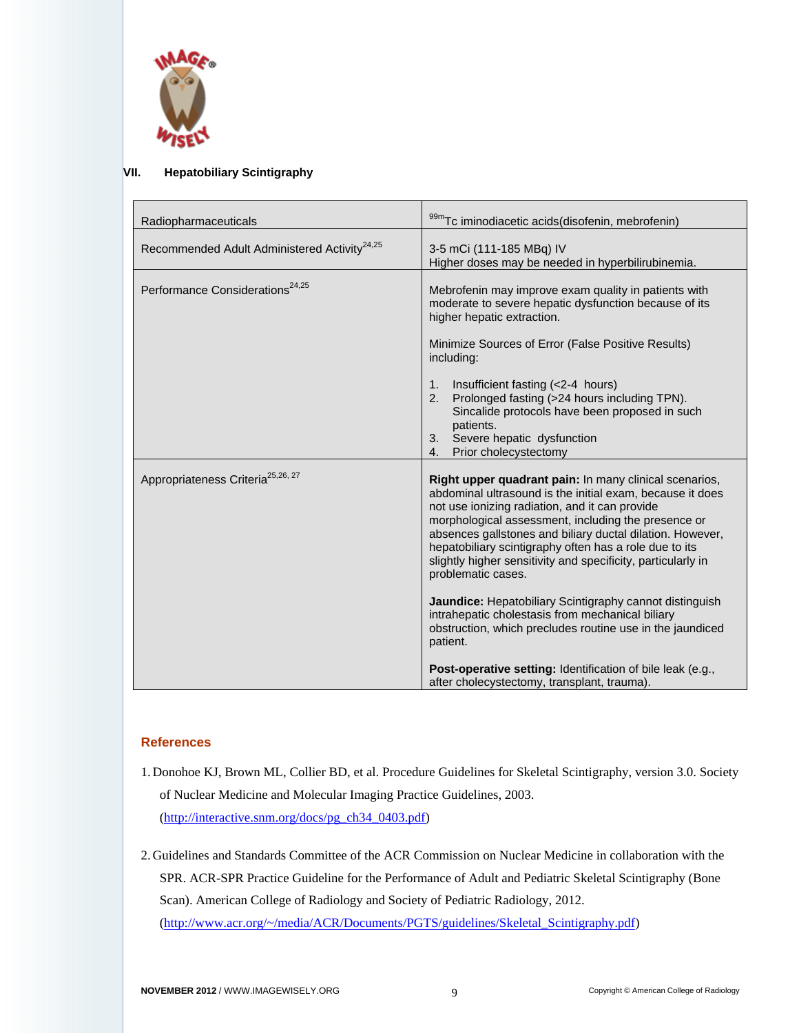## VII. Hepatobiliary Scintigraphy

| Radiopharmaceuticals | $^{99m}$Tc iminodiacetic acids(disofenin, mebrofenin) |
|---|---|
| Recommended Adult Administered Activity[24,25] | 3-5 mCi (111-185 MBq) IV<br>Higher doses may be needed in hyperbilirubinemia. |
| Performance Considerations[24,25] | Mebrofenin may improve exam quality in patients with moderate to severe hepatic dysfunction because of its higher hepatic extraction.<br><br>Minimize Sources of Error (False Positive Results) including:<br><br>1. Insufficient fasting (<2-4 hours)<br>2. Prolonged fasting (>24 hours including TPN). Sincalide protocols have been proposed in such patients.<br>3. Severe hepatic dysfunction<br>4. Prior cholecystectomy |
| Appropriateness Criteria[25,26, 27] | **Right upper quadrant pain:** In many clinical scenarios, abdominal ultrasound is the initial exam, because it does not use ionizing radiation, and it can provide morphological assessment, including the presence or absences gallstones and biliary ductal dilation. However, hepatobiliary scintigraphy often has a role due to its slightly higher sensitivity and specificity, particularly in problematic cases.<br><br>**Jaundice:** Hepatobiliary Scintigraphy cannot distinguish intrahepatic cholestasis from mechanical biliary obstruction, which precludes routine use in the jaundiced patient.<br><br>**Post-operative setting:** Identification of bile leak (e.g., after cholecystectomy, transplant, trauma). |

### References

1. Donohoe KJ, Brown ML, Collier BD, et al. Procedure Guidelines for Skeletal Scintigraphy, version 3.0. Society of Nuclear Medicine and Molecular Imaging Practice Guidelines, 2003. (http://interactive.snm.org/docs/pg_ch34_0403.pdf)

2. Guidelines and Standards Committee of the ACR Commission on Nuclear Medicine in collaboration with the SPR. ACR-SPR Practice Guideline for the Performance of Adult and Pediatric Skeletal Scintigraphy (Bone Scan). American College of Radiology and Society of Pediatric Radiology, 2012. (http://www.acr.org/~/media/ACR/Documents/PGTS/guidelines/Skeletal_Scintigraphy.pdf)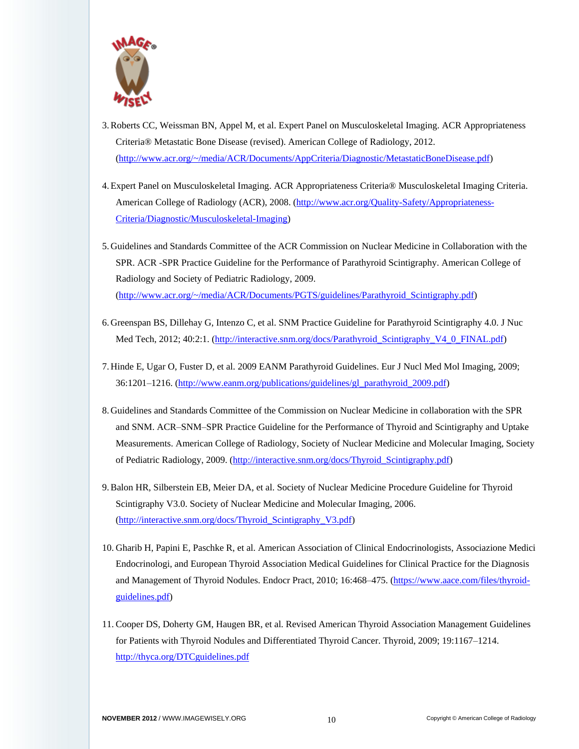3. Roberts CC, Weissman BN, Appel M, et al. Expert Panel on Musculoskeletal Imaging. ACR Appropriateness Criteria® Metastatic Bone Disease (revised). American College of Radiology, 2012. (http://www.acr.org/~/media/ACR/Documents/AppCriteria/Diagnostic/MetastaticBoneDisease.pdf)

4. Expert Panel on Musculoskeletal Imaging. ACR Appropriateness Criteria® Musculoskeletal Imaging Criteria. American College of Radiology (ACR), 2008. (http://www.acr.org/Quality-Safety/Appropriateness-Criteria/Diagnostic/Musculoskeletal-Imaging)

5. Guidelines and Standards Committee of the ACR Commission on Nuclear Medicine in Collaboration with the SPR. ACR -SPR Practice Guideline for the Performance of Parathyroid Scintigraphy. American College of Radiology and Society of Pediatric Radiology, 2009. (http://www.acr.org/~/media/ACR/Documents/PGTS/guidelines/Parathyroid_Scintigraphy.pdf)

6. Greenspan BS, Dillehay G, Intenzo C, et al. SNM Practice Guideline for Parathyroid Scintigraphy 4.0. J Nuc Med Tech, 2012; 40:2:1. (http://interactive.snm.org/docs/Parathyroid_Scintigraphy_V4_0_FINAL.pdf)

7. Hinde E, Ugar O, Fuster D, et al. 2009 EANM Parathyroid Guidelines. Eur J Nucl Med Mol Imaging, 2009; 36:1201–1216. (http://www.eanm.org/publications/guidelines/gl_parathyroid_2009.pdf)

8. Guidelines and Standards Committee of the Commission on Nuclear Medicine in collaboration with the SPR and SNM. ACR–SNM–SPR Practice Guideline for the Performance of Thyroid and Scintigraphy and Uptake Measurements. American College of Radiology, Society of Nuclear Medicine and Molecular Imaging, Society of Pediatric Radiology, 2009. (http://interactive.snm.org/docs/Thyroid_Scintigraphy.pdf)

9. Balon HR, Silberstein EB, Meier DA, et al. Society of Nuclear Medicine Procedure Guideline for Thyroid Scintigraphy V3.0. Society of Nuclear Medicine and Molecular Imaging, 2006. (http://interactive.snm.org/docs/Thyroid_Scintigraphy_V3.pdf)

10. Gharib H, Papini E, Paschke R, et al. American Association of Clinical Endocrinologists, Associazione Medici Endocrinologi, and European Thyroid Association Medical Guidelines for Clinical Practice for the Diagnosis and Management of Thyroid Nodules. Endocr Pract, 2010; 16:468–475. (https://www.aace.com/files/thyroid-guidelines.pdf)

11. Cooper DS, Doherty GM, Haugen BR, et al. Revised American Thyroid Association Management Guidelines for Patients with Thyroid Nodules and Differentiated Thyroid Cancer. Thyroid, 2009; 19:1167–1214. http://thyca.org/DTCguidelines.pdf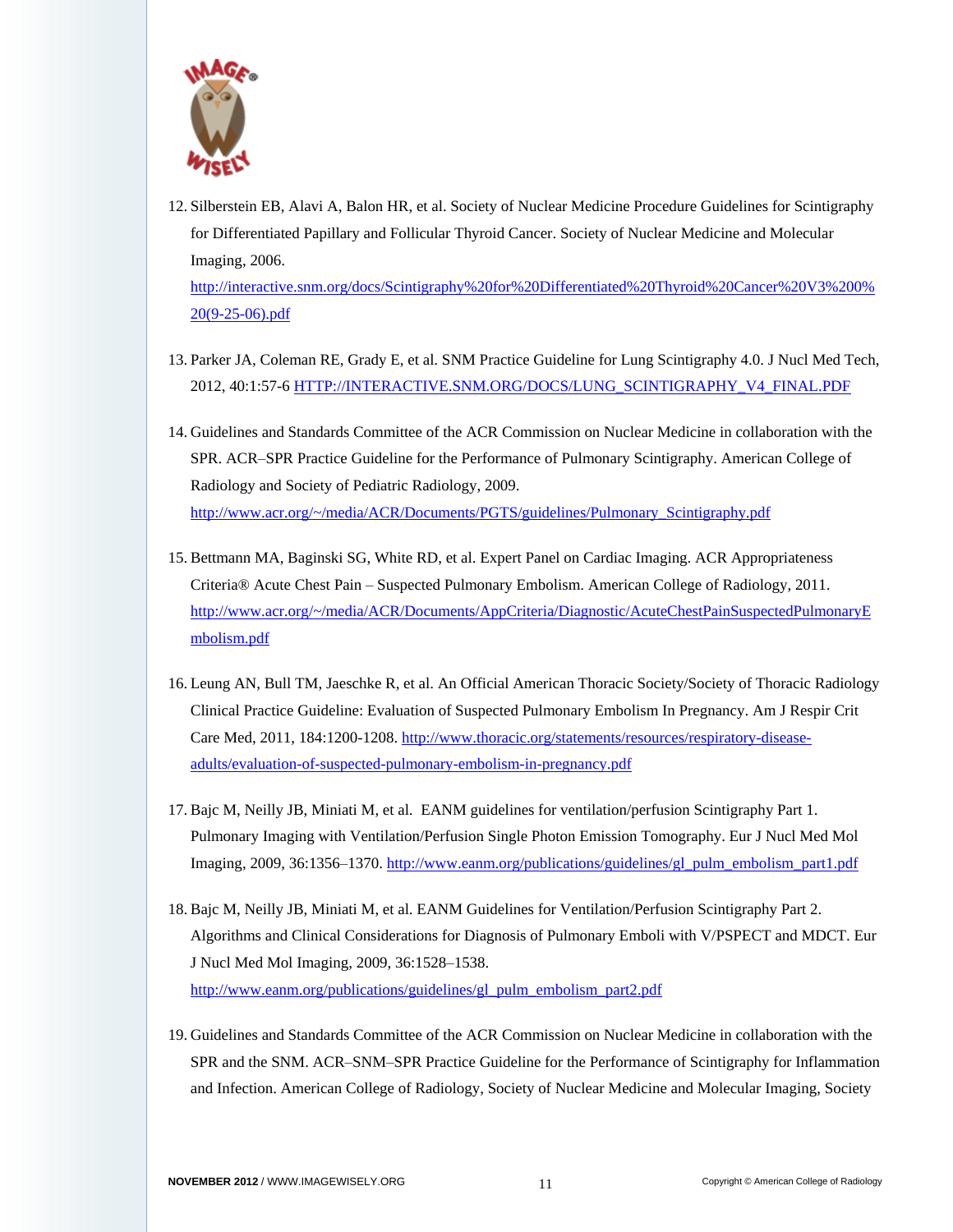12. Silberstein EB, Alavi A, Balon HR, et al. Society of Nuclear Medicine Procedure Guidelines for Scintigraphy for Differentiated Papillary and Follicular Thyroid Cancer. Society of Nuclear Medicine and Molecular Imaging, 2006. http://interactive.snm.org/docs/Scintigraphy%20for%20Differentiated%20Thyroid%20Cancer%20V3%200%20(9-25-06).pdf

13. Parker JA, Coleman RE, Grady E, et al. SNM Practice Guideline for Lung Scintigraphy 4.0. J Nucl Med Tech, 2012, 40:1:57-6 HTTP://INTERACTIVE.SNM.ORG/DOCS/LUNG_SCINTIGRAPHY_V4_FINAL.PDF

14. Guidelines and Standards Committee of the ACR Commission on Nuclear Medicine in collaboration with the SPR. ACR–SPR Practice Guideline for the Performance of Pulmonary Scintigraphy. American College of Radiology and Society of Pediatric Radiology, 2009. http://www.acr.org/~/media/ACR/Documents/PGTS/guidelines/Pulmonary_Scintigraphy.pdf

15. Bettmann MA, Baginski SG, White RD, et al. Expert Panel on Cardiac Imaging. ACR Appropriateness Criteria® Acute Chest Pain – Suspected Pulmonary Embolism. American College of Radiology, 2011. http://www.acr.org/~/media/ACR/Documents/AppCriteria/Diagnostic/AcuteChestPainSuspectedPulmonaryEmbolism.pdf

16. Leung AN, Bull TM, Jaeschke R, et al. An Official American Thoracic Society/Society of Thoracic Radiology Clinical Practice Guideline: Evaluation of Suspected Pulmonary Embolism In Pregnancy. Am J Respir Crit Care Med, 2011, 184:1200-1208. http://www.thoracic.org/statements/resources/respiratory-disease-adults/evaluation-of-suspected-pulmonary-embolism-in-pregnancy.pdf

17. Bajc M, Neilly JB, Miniati M, et al. EANM guidelines for ventilation/perfusion Scintigraphy Part 1. Pulmonary Imaging with Ventilation/Perfusion Single Photon Emission Tomography. Eur J Nucl Med Mol Imaging, 2009, 36:1356–1370. http://www.eanm.org/publications/guidelines/gl_pulm_embolism_part1.pdf

18. Bajc M, Neilly JB, Miniati M, et al. EANM Guidelines for Ventilation/Perfusion Scintigraphy Part 2. Algorithms and Clinical Considerations for Diagnosis of Pulmonary Emboli with V/PSPECT and MDCT. Eur J Nucl Med Mol Imaging, 2009, 36:1528–1538. http://www.eanm.org/publications/guidelines/gl_pulm_embolism_part2.pdf

19. Guidelines and Standards Committee of the ACR Commission on Nuclear Medicine in collaboration with the SPR and the SNM. ACR–SNM–SPR Practice Guideline for the Performance of Scintigraphy for Inflammation and Infection. American College of Radiology, Society of Nuclear Medicine and Molecular Imaging, Society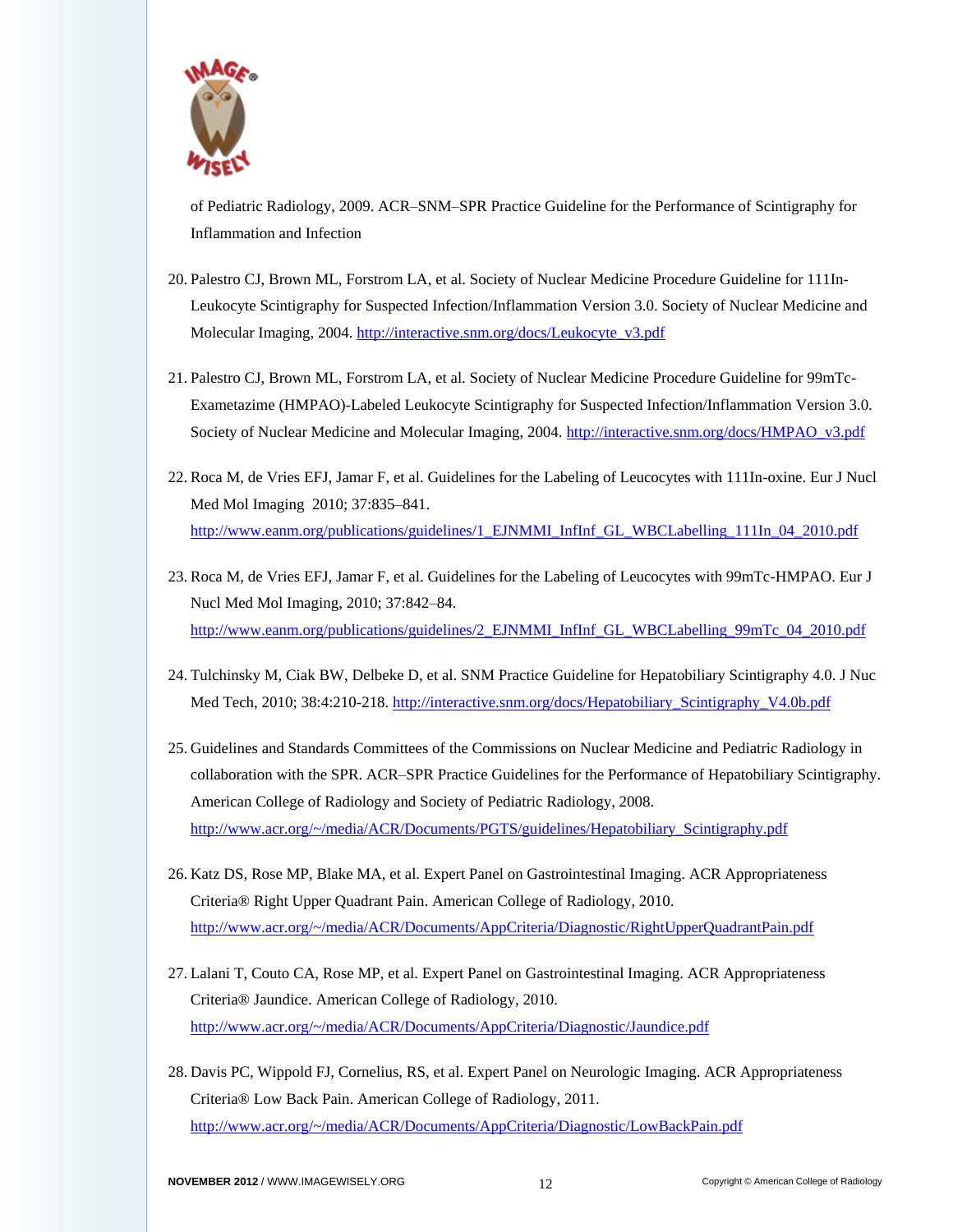of Pediatric Radiology, 2009. ACR–SNM–SPR Practice Guideline for the Performance of Scintigraphy for Inflammation and Infection

20. Palestro CJ, Brown ML, Forstrom LA, et al. Society of Nuclear Medicine Procedure Guideline for 111In-Leukocyte Scintigraphy for Suspected Infection/Inflammation Version 3.0. Society of Nuclear Medicine and Molecular Imaging, 2004. http://interactive.snm.org/docs/Leukocyte_v3.pdf

21. Palestro CJ, Brown ML, Forstrom LA, et al. Society of Nuclear Medicine Procedure Guideline for 99mTc-Exametazime (HMPAO)-Labeled Leukocyte Scintigraphy for Suspected Infection/Inflammation Version 3.0. Society of Nuclear Medicine and Molecular Imaging, 2004. http://interactive.snm.org/docs/HMPAO_v3.pdf

22. Roca M, de Vries EFJ, Jamar F, et al. Guidelines for the Labeling of Leucocytes with 111In-oxine. Eur J Nucl Med Mol Imaging 2010; 37:835–841. http://www.eanm.org/publications/guidelines/1_EJNMMI_InfInf_GL_WBCLabelling_111In_04_2010.pdf

23. Roca M, de Vries EFJ, Jamar F, et al. Guidelines for the Labeling of Leucocytes with 99mTc-HMPAO. Eur J Nucl Med Mol Imaging, 2010; 37:842–84. http://www.eanm.org/publications/guidelines/2_EJNMMI_InfInf_GL_WBCLabelling_99mTc_04_2010.pdf

24. Tulchinsky M, Ciak BW, Delbeke D, et al. SNM Practice Guideline for Hepatobiliary Scintigraphy 4.0. J Nuc Med Tech, 2010; 38:4:210-218. http://interactive.snm.org/docs/Hepatobiliary_Scintigraphy_V4.0b.pdf

25. Guidelines and Standards Committees of the Commissions on Nuclear Medicine and Pediatric Radiology in collaboration with the SPR. ACR–SPR Practice Guidelines for the Performance of Hepatobiliary Scintigraphy. American College of Radiology and Society of Pediatric Radiology, 2008. http://www.acr.org/~/media/ACR/Documents/PGTS/guidelines/Hepatobiliary_Scintigraphy.pdf

26. Katz DS, Rose MP, Blake MA, et al. Expert Panel on Gastrointestinal Imaging. ACR Appropriateness Criteria® Right Upper Quadrant Pain. American College of Radiology, 2010. http://www.acr.org/~/media/ACR/Documents/AppCriteria/Diagnostic/RightUpperQuadrantPain.pdf

27. Lalani T, Couto CA, Rose MP, et al. Expert Panel on Gastrointestinal Imaging. ACR Appropriateness Criteria® Jaundice. American College of Radiology, 2010. http://www.acr.org/~/media/ACR/Documents/AppCriteria/Diagnostic/Jaundice.pdf

28. Davis PC, Wippold FJ, Cornelius, RS, et al. Expert Panel on Neurologic Imaging. ACR Appropriateness Criteria® Low Back Pain. American College of Radiology, 2011. http://www.acr.org/~/media/ACR/Documents/AppCriteria/Diagnostic/LowBackPain.pdf